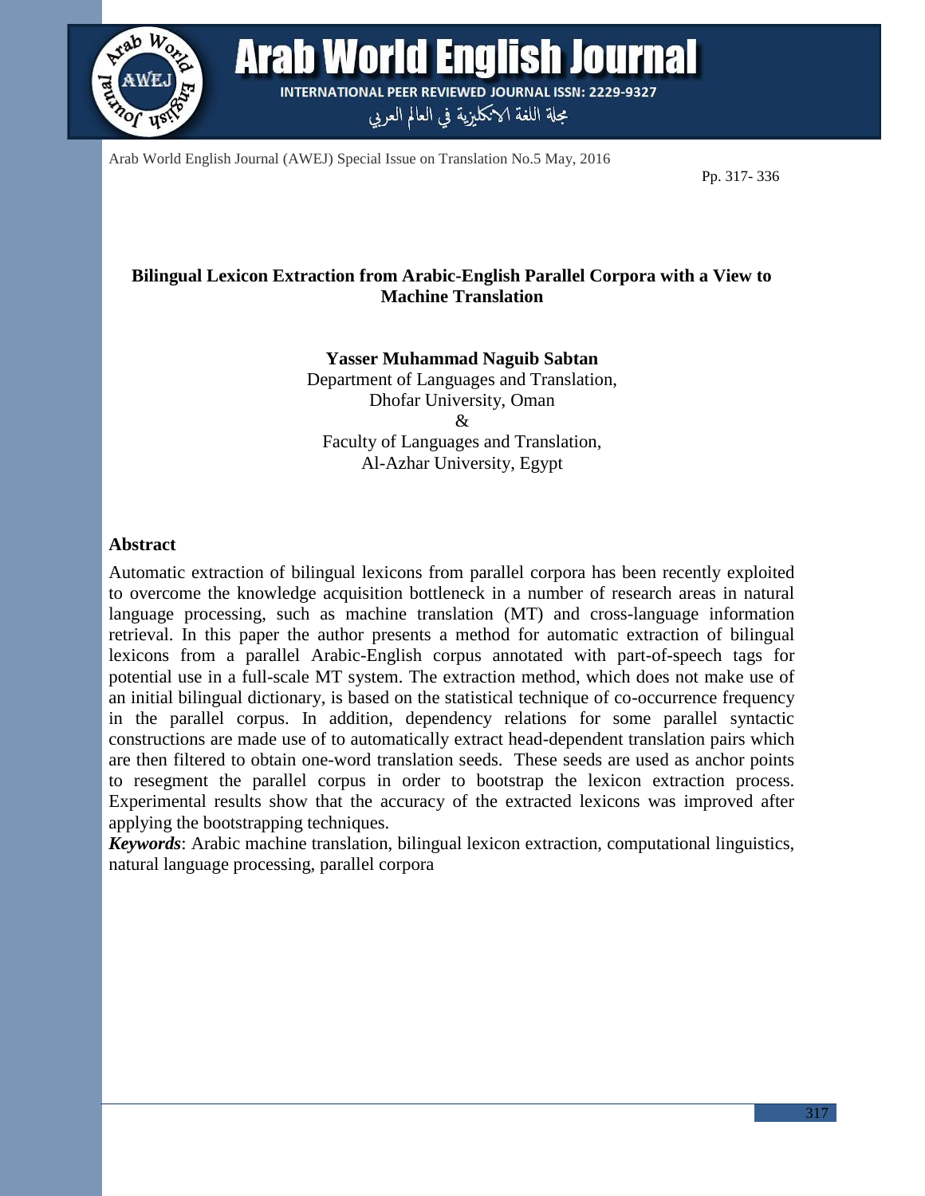# Bilingual Lexicon Extraction from Arabic-English Parallel Corpora with a View to Machine Translation

**Yasser Muhammad Naguib Sabtan**
Department of Languages and Translation,
Dhofar University, Oman
&
Faculty of Languages and Translation,
Al-Azhar University, Egypt

## Abstract

Automatic extraction of bilingual lexicons from parallel corpora has been recently exploited to overcome the knowledge acquisition bottleneck in a number of research areas in natural language processing, such as machine translation (MT) and cross-language information retrieval. In this paper the author presents a method for automatic extraction of bilingual lexicons from a parallel Arabic-English corpus annotated with part-of-speech tags for potential use in a full-scale MT system. The extraction method, which does not make use of an initial bilingual dictionary, is based on the statistical technique of co-occurrence frequency in the parallel corpus. In addition, dependency relations for some parallel syntactic constructions are made use of to automatically extract head-dependent translation pairs which are then filtered to obtain one-word translation seeds. These seeds are used as anchor points to resegment the parallel corpus in order to bootstrap the lexicon extraction process. Experimental results show that the accuracy of the extracted lexicons was improved after applying the bootstrapping techniques.

***Keywords***: Arabic machine translation, bilingual lexicon extraction, computational linguistics, natural language processing, parallel corpora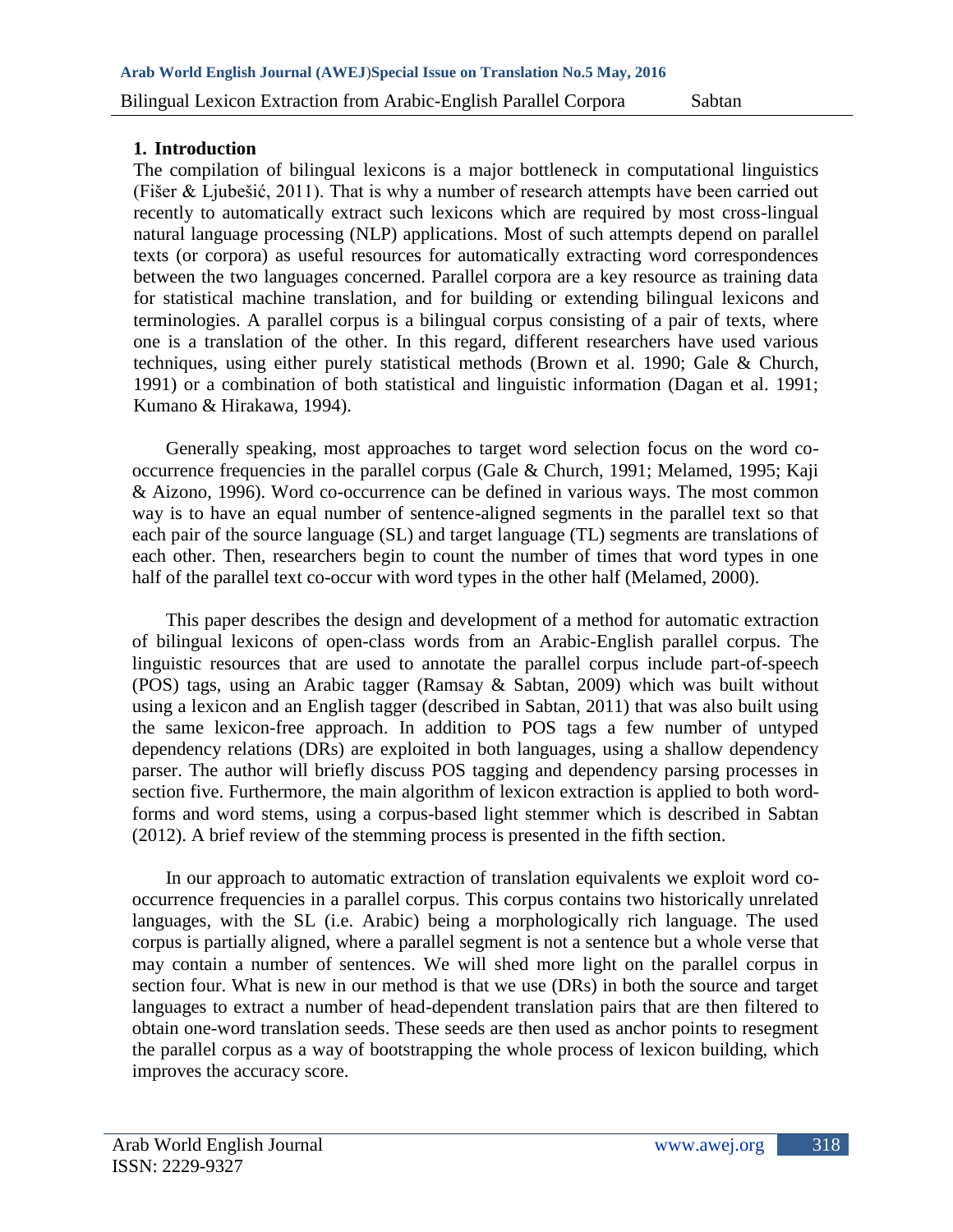## 1. Introduction

The compilation of bilingual lexicons is a major bottleneck in computational linguistics (Fišer & Ljubešić, 2011). That is why a number of research attempts have been carried out recently to automatically extract such lexicons which are required by most cross-lingual natural language processing (NLP) applications. Most of such attempts depend on parallel texts (or corpora) as useful resources for automatically extracting word correspondences between the two languages concerned. Parallel corpora are a key resource as training data for statistical machine translation, and for building or extending bilingual lexicons and terminologies. A parallel corpus is a bilingual corpus consisting of a pair of texts, where one is a translation of the other. In this regard, different researchers have used various techniques, using either purely statistical methods (Brown et al. 1990; Gale & Church, 1991) or a combination of both statistical and linguistic information (Dagan et al. 1991; Kumano & Hirakawa, 1994).

Generally speaking, most approaches to target word selection focus on the word co-occurrence frequencies in the parallel corpus (Gale & Church, 1991; Melamed, 1995; Kaji & Aizono, 1996). Word co-occurrence can be defined in various ways. The most common way is to have an equal number of sentence-aligned segments in the parallel text so that each pair of the source language (SL) and target language (TL) segments are translations of each other. Then, researchers begin to count the number of times that word types in one half of the parallel text co-occur with word types in the other half (Melamed, 2000).

This paper describes the design and development of a method for automatic extraction of bilingual lexicons of open-class words from an Arabic-English parallel corpus. The linguistic resources that are used to annotate the parallel corpus include part-of-speech (POS) tags, using an Arabic tagger (Ramsay & Sabtan, 2009) which was built without using a lexicon and an English tagger (described in Sabtan, 2011) that was also built using the same lexicon-free approach. In addition to POS tags a few number of untyped dependency relations (DRs) are exploited in both languages, using a shallow dependency parser. The author will briefly discuss POS tagging and dependency parsing processes in section five. Furthermore, the main algorithm of lexicon extraction is applied to both word-forms and word stems, using a corpus-based light stemmer which is described in Sabtan (2012). A brief review of the stemming process is presented in the fifth section.

In our approach to automatic extraction of translation equivalents we exploit word co-occurrence frequencies in a parallel corpus. This corpus contains two historically unrelated languages, with the SL (i.e. Arabic) being a morphologically rich language. The used corpus is partially aligned, where a parallel segment is not a sentence but a whole verse that may contain a number of sentences. We will shed more light on the parallel corpus in section four. What is new in our method is that we use (DRs) in both the source and target languages to extract a number of head-dependent translation pairs that are then filtered to obtain one-word translation seeds. These seeds are then used as anchor points to resegment the parallel corpus as a way of bootstrapping the whole process of lexicon building, which improves the accuracy score.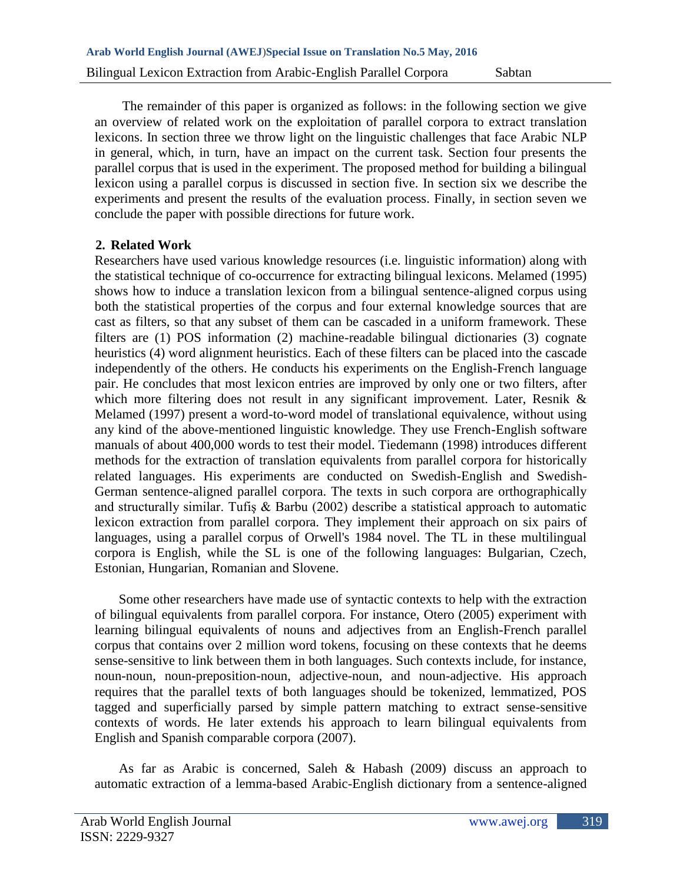The remainder of this paper is organized as follows: in the following section we give an overview of related work on the exploitation of parallel corpora to extract translation lexicons. In section three we throw light on the linguistic challenges that face Arabic NLP in general, which, in turn, have an impact on the current task. Section four presents the parallel corpus that is used in the experiment. The proposed method for building a bilingual lexicon using a parallel corpus is discussed in section five. In section six we describe the experiments and present the results of the evaluation process. Finally, in section seven we conclude the paper with possible directions for future work.

## 2. Related Work

Researchers have used various knowledge resources (i.e. linguistic information) along with the statistical technique of co-occurrence for extracting bilingual lexicons. Melamed (1995) shows how to induce a translation lexicon from a bilingual sentence-aligned corpus using both the statistical properties of the corpus and four external knowledge sources that are cast as filters, so that any subset of them can be cascaded in a uniform framework. These filters are (1) POS information (2) machine-readable bilingual dictionaries (3) cognate heuristics (4) word alignment heuristics. Each of these filters can be placed into the cascade independently of the others. He conducts his experiments on the English-French language pair. He concludes that most lexicon entries are improved by only one or two filters, after which more filtering does not result in any significant improvement. Later, Resnik & Melamed (1997) present a word-to-word model of translational equivalence, without using any kind of the above-mentioned linguistic knowledge. They use French-English software manuals of about 400,000 words to test their model. Tiedemann (1998) introduces different methods for the extraction of translation equivalents from parallel corpora for historically related languages. His experiments are conducted on Swedish-English and Swedish-German sentence-aligned parallel corpora. The texts in such corpora are orthographically and structurally similar. Tufiş & Barbu (2002) describe a statistical approach to automatic lexicon extraction from parallel corpora. They implement their approach on six pairs of languages, using a parallel corpus of Orwell's 1984 novel. The TL in these multilingual corpora is English, while the SL is one of the following languages: Bulgarian, Czech, Estonian, Hungarian, Romanian and Slovene.

Some other researchers have made use of syntactic contexts to help with the extraction of bilingual equivalents from parallel corpora. For instance, Otero (2005) experiment with learning bilingual equivalents of nouns and adjectives from an English-French parallel corpus that contains over 2 million word tokens, focusing on these contexts that he deems sense-sensitive to link between them in both languages. Such contexts include, for instance, noun-noun, noun-preposition-noun, adjective-noun, and noun-adjective. His approach requires that the parallel texts of both languages should be tokenized, lemmatized, POS tagged and superficially parsed by simple pattern matching to extract sense-sensitive contexts of words. He later extends his approach to learn bilingual equivalents from English and Spanish comparable corpora (2007).

As far as Arabic is concerned, Saleh & Habash (2009) discuss an approach to automatic extraction of a lemma-based Arabic-English dictionary from a sentence-aligned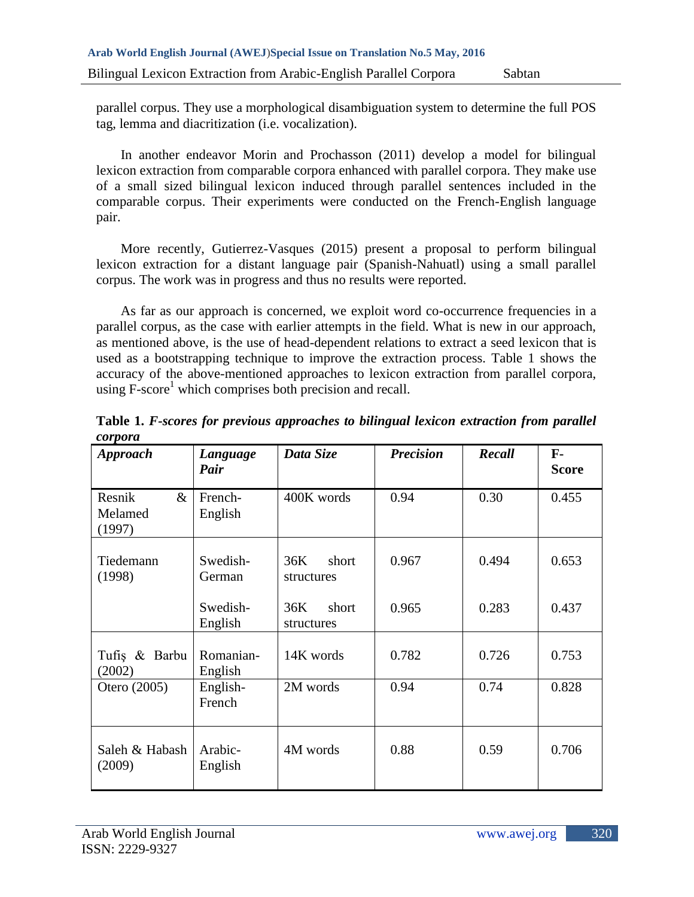parallel corpus. They use a morphological disambiguation system to determine the full POS tag, lemma and diacritization (i.e. vocalization).

In another endeavor Morin and Prochasson (2011) develop a model for bilingual lexicon extraction from comparable corpora enhanced with parallel corpora. They make use of a small sized bilingual lexicon induced through parallel sentences included in the comparable corpus. Their experiments were conducted on the French-English language pair.

More recently, Gutierrez-Vasques (2015) present a proposal to perform bilingual lexicon extraction for a distant language pair (Spanish-Nahuatl) using a small parallel corpus. The work was in progress and thus no results were reported.

As far as our approach is concerned, we exploit word co-occurrence frequencies in a parallel corpus, as the case with earlier attempts in the field. What is new in our approach, as mentioned above, is the use of head-dependent relations to extract a seed lexicon that is used as a bootstrapping technique to improve the extraction process. Table 1 shows the accuracy of the above-mentioned approaches to lexicon extraction from parallel corpora, using F-score[1] which comprises both precision and recall.

**Table 1.** ***F-scores for previous approaches to bilingual lexicon extraction from parallel corpora***

| *Approach* | *Language Pair* | *Data Size* | *Precision* | *Recall* | F-Score |
|---|---|---|---|---|---|
| Resnik & Melamed (1997) | French-English | 400K words | 0.94 | 0.30 | 0.455 |
| Tiedemann (1998) | Swedish-German | 36K short structures | 0.967 | 0.494 | 0.653 |
| | Swedish-English | 36K short structures | 0.965 | 0.283 | 0.437 |
| Tufiş & Barbu (2002) | Romanian-English | 14K words | 0.782 | 0.726 | 0.753 |
| Otero (2005) | English-French | 2M words | 0.94 | 0.74 | 0.828 |
| Saleh & Habash (2009) | Arabic-English | 4M words | 0.88 | 0.59 | 0.706 |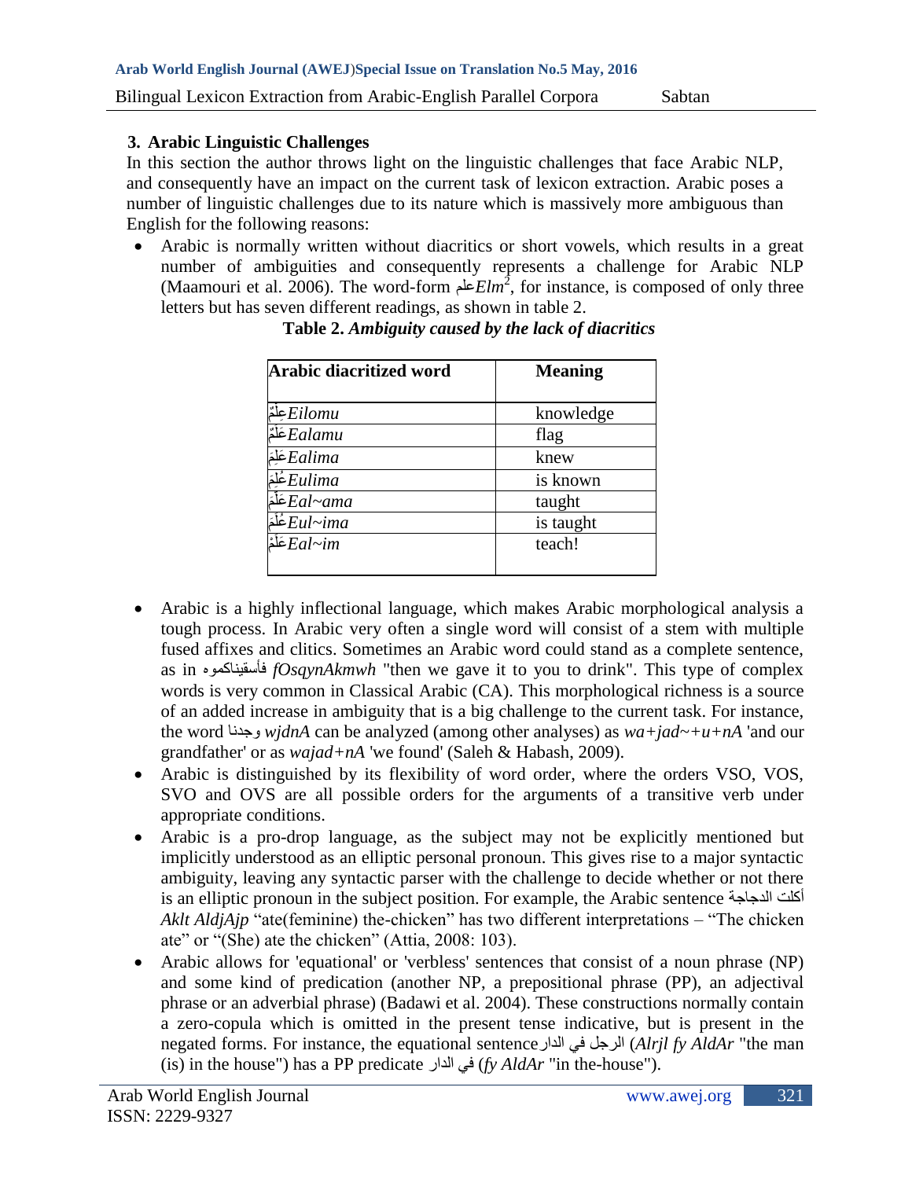## 3. Arabic Linguistic Challenges

In this section the author throws light on the linguistic challenges that face Arabic NLP, and consequently have an impact on the current task of lexicon extraction. Arabic poses a number of linguistic challenges due to its nature which is massively more ambiguous than English for the following reasons:

- Arabic is normally written without diacritics or short vowels, which results in a great number of ambiguities and consequently represents a challenge for Arabic NLP (Maamouri et al. 2006). The word-form علم *Elm*[2], for instance, is composed of only three letters but has seven different readings, as shown in table 2.

**Table 2.** ***Ambiguity caused by the lack of diacritics***

| Arabic diacritized word | Meaning |
|---|---|
| عِلْمٌ *Eilomu* | knowledge |
| عَلَمٌ *Ealamu* | flag |
| عَلِمَ *Ealima* | knew |
| عُلِمَ *Eulima* | is known |
| عَلَّمَ *Eal~ama* | taught |
| عُلِّمَ *Eul~ima* | is taught |
| عَلِّمْ *Eal~im* | teach! |

- Arabic is a highly inflectional language, which makes Arabic morphological analysis a tough process. In Arabic very often a single word will consist of a stem with multiple fused affixes and clitics. Sometimes an Arabic word could stand as a complete sentence, as in فأسقيناكموه *fOsqynAkmwh* "then we gave it to you to drink". This type of complex words is very common in Classical Arabic (CA). This morphological richness is a source of an added increase in ambiguity that is a big challenge to the current task. For instance, the word وجدنا *wjdnA* can be analyzed (among other analyses) as *wa+jad~+u+nA* 'and our grandfather' or as *wajad+nA* 'we found' (Saleh & Habash, 2009).
- Arabic is distinguished by its flexibility of word order, where the orders VSO, VOS, SVO and OVS are all possible orders for the arguments of a transitive verb under appropriate conditions.
- Arabic is a pro-drop language, as the subject may not be explicitly mentioned but implicitly understood as an elliptic personal pronoun. This gives rise to a major syntactic ambiguity, leaving any syntactic parser with the challenge to decide whether or not there is an elliptic pronoun in the subject position. For example, the Arabic sentence أكلت الدجاجة *Aklt AldjAjp* "ate(feminine) the-chicken" has two different interpretations – "The chicken ate" or "(She) ate the chicken" (Attia, 2008: 103).
- Arabic allows for 'equational' or 'verbless' sentences that consist of a noun phrase (NP) and some kind of predication (another NP, a prepositional phrase (PP), an adjectival phrase or an adverbial phrase) (Badawi et al. 2004). These constructions normally contain a zero-copula which is omitted in the present tense indicative, but is present in the negated forms. For instance, the equational sentence الرجل في الدار (*Alrjl fy AldAr* "the man (is) in the house") has a PP predicate في الدار (*fy AldAr* "in the-house").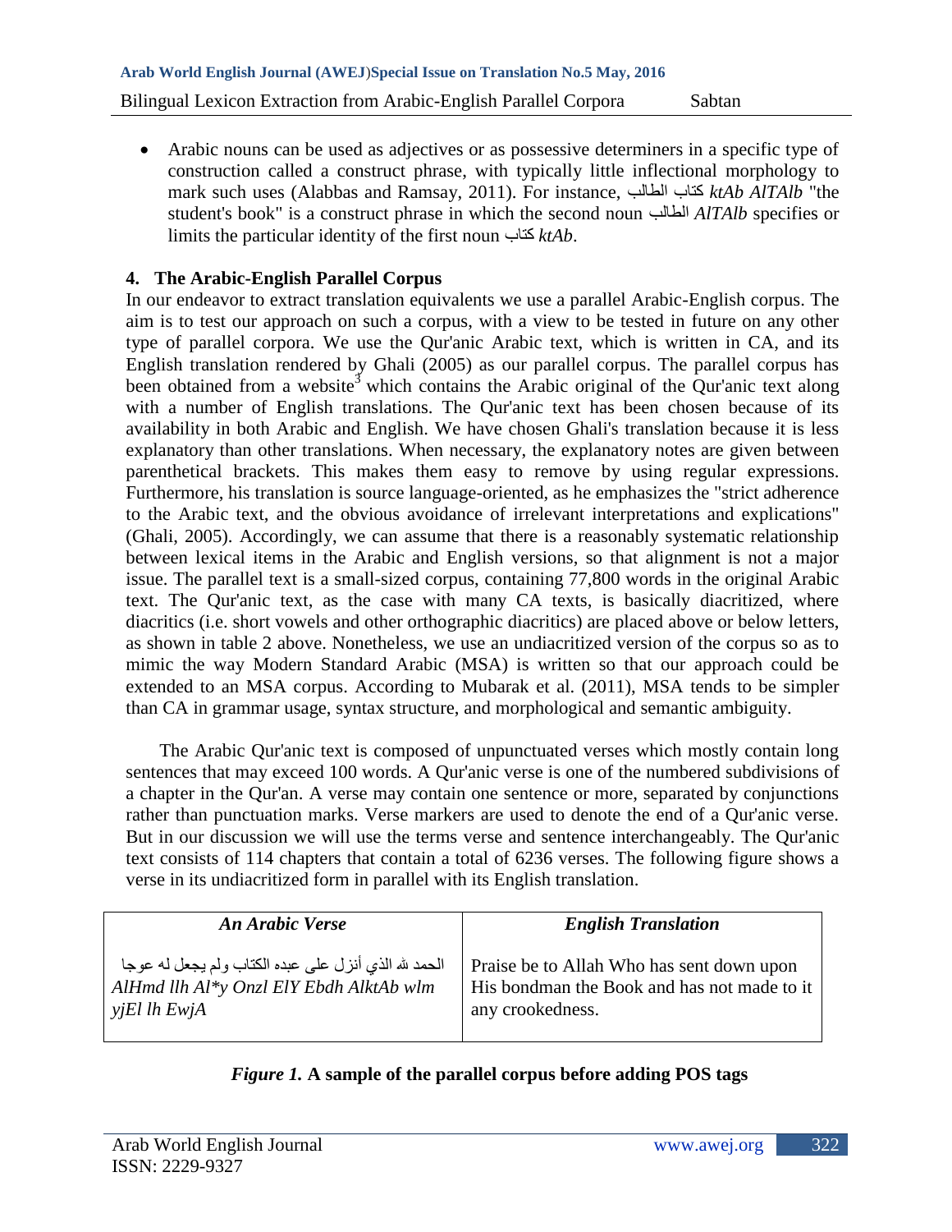- Arabic nouns can be used as adjectives or as possessive determiners in a specific type of construction called a construct phrase, with typically little inflectional morphology to mark such uses (Alabbas and Ramsay, 2011). For instance, كتاب الطالب *ktAb AlTAlb* "the student's book" is a construct phrase in which the second noun الطالب *AlTAlb* specifies or limits the particular identity of the first noun كتاب *ktAb*.

## 4. The Arabic-English Parallel Corpus

In our endeavor to extract translation equivalents we use a parallel Arabic-English corpus. The aim is to test our approach on such a corpus, with a view to be tested in future on any other type of parallel corpora. We use the Qur'anic Arabic text, which is written in CA, and its English translation rendered by Ghali (2005) as our parallel corpus. The parallel corpus has been obtained from a website[3] which contains the Arabic original of the Qur'anic text along with a number of English translations. The Qur'anic text has been chosen because of its availability in both Arabic and English. We have chosen Ghali's translation because it is less explanatory than other translations. When necessary, the explanatory notes are given between parenthetical brackets. This makes them easy to remove by using regular expressions. Furthermore, his translation is source language-oriented, as he emphasizes the "strict adherence to the Arabic text, and the obvious avoidance of irrelevant interpretations and explications" (Ghali, 2005). Accordingly, we can assume that there is a reasonably systematic relationship between lexical items in the Arabic and English versions, so that alignment is not a major issue. The parallel text is a small-sized corpus, containing 77,800 words in the original Arabic text. The Qur'anic text, as the case with many CA texts, is basically diacritized, where diacritics (i.e. short vowels and other orthographic diacritics) are placed above or below letters, as shown in table 2 above. Nonetheless, we use an undiacritized version of the corpus so as to mimic the way Modern Standard Arabic (MSA) is written so that our approach could be extended to an MSA corpus. According to Mubarak et al. (2011), MSA tends to be simpler than CA in grammar usage, syntax structure, and morphological and semantic ambiguity.

The Arabic Qur'anic text is composed of unpunctuated verses which mostly contain long sentences that may exceed 100 words. A Qur'anic verse is one of the numbered subdivisions of a chapter in the Qur'an. A verse may contain one sentence or more, separated by conjunctions rather than punctuation marks. Verse markers are used to denote the end of a Qur'anic verse. But in our discussion we will use the terms verse and sentence interchangeably. The Qur'anic text consists of 114 chapters that contain a total of 6236 verses. The following figure shows a verse in its undiacritized form in parallel with its English translation.

| *An Arabic Verse* | *English Translation* |
|---|---|
| الحمد لله الذي أنزل على عبده الكتاب ولم يجعل له عوجا *AlHmd llh Al*y Onzl ElY Ebdh AlktAb wlm yjEl lh EwjA* | Praise be to Allah Who has sent down upon His bondman the Book and has not made to it any crookedness. |

***Figure 1.*** **A sample of the parallel corpus before adding POS tags**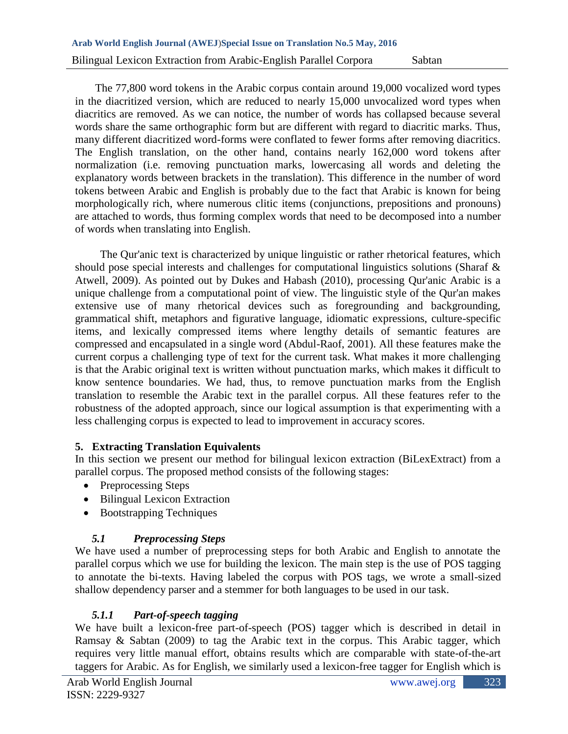The 77,800 word tokens in the Arabic corpus contain around 19,000 vocalized word types in the diacritized version, which are reduced to nearly 15,000 unvocalized word types when diacritics are removed. As we can notice, the number of words has collapsed because several words share the same orthographic form but are different with regard to diacritic marks. Thus, many different diacritized word-forms were conflated to fewer forms after removing diacritics. The English translation, on the other hand, contains nearly 162,000 word tokens after normalization (i.e. removing punctuation marks, lowercasing all words and deleting the explanatory words between brackets in the translation). This difference in the number of word tokens between Arabic and English is probably due to the fact that Arabic is known for being morphologically rich, where numerous clitic items (conjunctions, prepositions and pronouns) are attached to words, thus forming complex words that need to be decomposed into a number of words when translating into English.

The Qur'anic text is characterized by unique linguistic or rather rhetorical features, which should pose special interests and challenges for computational linguistics solutions (Sharaf & Atwell, 2009). As pointed out by Dukes and Habash (2010), processing Qur'anic Arabic is a unique challenge from a computational point of view. The linguistic style of the Qur'an makes extensive use of many rhetorical devices such as foregrounding and backgrounding, grammatical shift, metaphors and figurative language, idiomatic expressions, culture-specific items, and lexically compressed items where lengthy details of semantic features are compressed and encapsulated in a single word (Abdul-Raof, 2001). All these features make the current corpus a challenging type of text for the current task. What makes it more challenging is that the Arabic original text is written without punctuation marks, which makes it difficult to know sentence boundaries. We had, thus, to remove punctuation marks from the English translation to resemble the Arabic text in the parallel corpus. All these features refer to the robustness of the adopted approach, since our logical assumption is that experimenting with a less challenging corpus is expected to lead to improvement in accuracy scores.

## 5. Extracting Translation Equivalents

In this section we present our method for bilingual lexicon extraction (BiLexExtract) from a parallel corpus. The proposed method consists of the following stages:

- Preprocessing Steps
- Bilingual Lexicon Extraction
- Bootstrapping Techniques

### *5.1 Preprocessing Steps*

We have used a number of preprocessing steps for both Arabic and English to annotate the parallel corpus which we use for building the lexicon. The main step is the use of POS tagging to annotate the bi-texts. Having labeled the corpus with POS tags, we wrote a small-sized shallow dependency parser and a stemmer for both languages to be used in our task.

#### *5.1.1 Part-of-speech tagging*

We have built a lexicon-free part-of-speech (POS) tagger which is described in detail in Ramsay & Sabtan (2009) to tag the Arabic text in the corpus. This Arabic tagger, which requires very little manual effort, obtains results which are comparable with state-of-the-art taggers for Arabic. As for English, we similarly used a lexicon-free tagger for English which is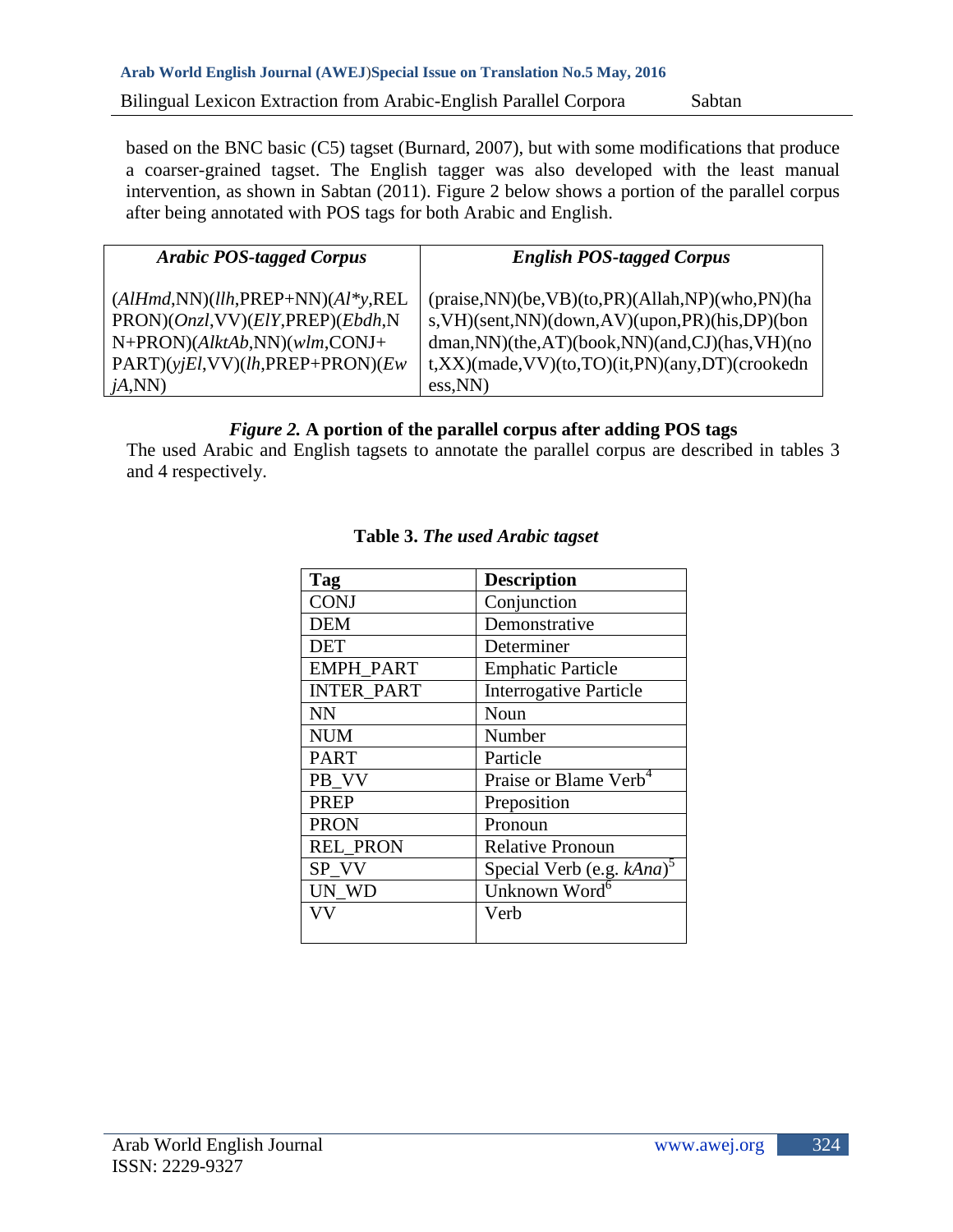based on the BNC basic (C5) tagset (Burnard, 2007), but with some modifications that produce a coarser-grained tagset. The English tagger was also developed with the least manual intervention, as shown in Sabtan (2011). Figure 2 below shows a portion of the parallel corpus after being annotated with POS tags for both Arabic and English.

| *Arabic POS-tagged Corpus* | *English POS-tagged Corpus* |
|---|---|
| (*AlHmd*,NN)(*llh*,PREP+NN)(*Al*y*,REL PRON)(*Onzl*,VV)(*ElY*,PREP)(*Ebdh*,NN+PRON)(*AlktAb*,NN)(*wlm*,CONJ+PART)(*yjEl*,VV)(*lh*,PREP+PRON)(*EwjA*,NN) | (praise,NN)(be,VB)(to,PR)(Allah,NP)(who,PN)(has,VH)(sent,NN)(down,AV)(upon,PR)(his,DP)(bondman,NN)(the,AT)(book,NN)(and,CJ)(has,VH)(not,XX)(made,VV)(to,TO)(it,PN)(any,DT)(crookedness,NN) |

***Figure 2.*** **A portion of the parallel corpus after adding POS tags**

The used Arabic and English tagsets to annotate the parallel corpus are described in tables 3 and 4 respectively.

**Table 3.** ***The used Arabic tagset***

| Tag | Description |
|---|---|
| CONJ | Conjunction |
| DEM | Demonstrative |
| DET | Determiner |
| EMPH_PART | Emphatic Particle |
| INTER_PART | Interrogative Particle |
| NN | Noun |
| NUM | Number |
| PART | Particle |
| PB_VV | Praise or Blame Verb[4] |
| PREP | Preposition |
| PRON | Pronoun |
| REL_PRON | Relative Pronoun |
| SP_VV | Special Verb (e.g. *kAna*)[5] |
| UN_WD | Unknown Word[6] |
| VV | Verb |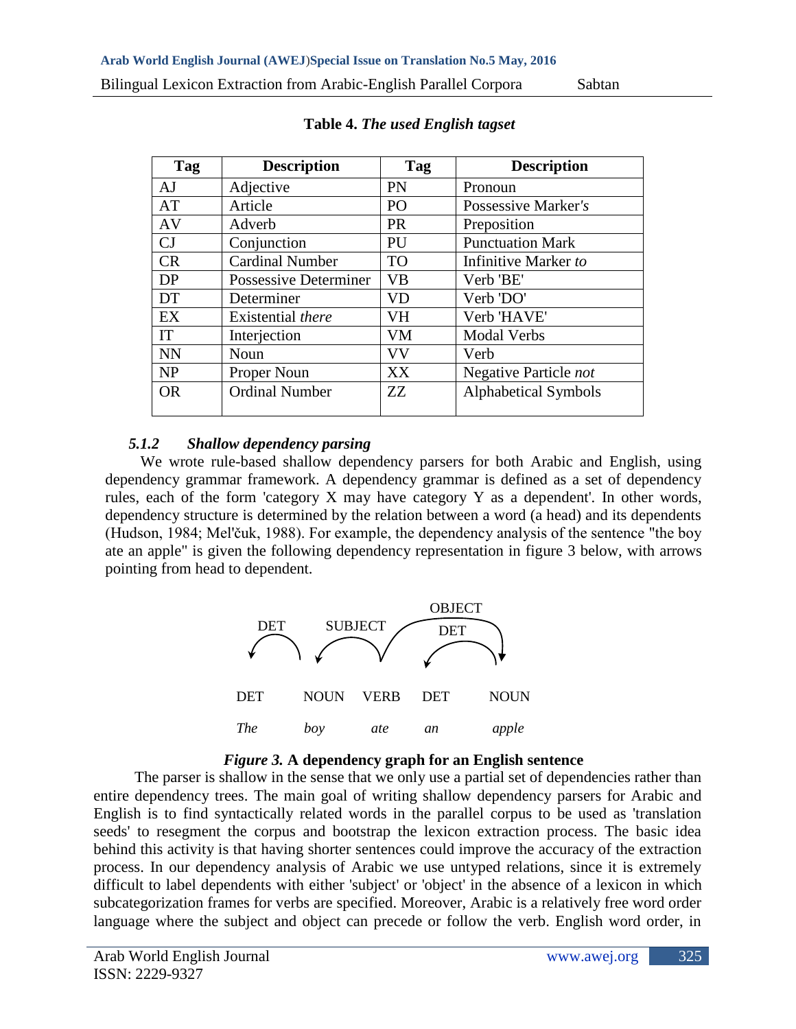**Table 4.** ***The used English tagset***

| Tag | Description | Tag | Description |
|---|---|---|---|
| AJ | Adjective | PN | Pronoun |
| AT | Article | PO | Possessive Marker*'s* |
| AV | Adverb | PR | Preposition |
| CJ | Conjunction | PU | Punctuation Mark |
| CR | Cardinal Number | TO | Infinitive Marker *to* |
| DP | Possessive Determiner | VB | Verb 'BE' |
| DT | Determiner | VD | Verb 'DO' |
| EX | Existential *there* | VH | Verb 'HAVE' |
| IT | Interjection | VM | Modal Verbs |
| NN | Noun | VV | Verb |
| NP | Proper Noun | XX | Negative Particle *not* |
| OR | Ordinal Number | ZZ | Alphabetical Symbols |

### *5.1.2 Shallow dependency parsing*

We wrote rule-based shallow dependency parsers for both Arabic and English, using dependency grammar framework. A dependency grammar is defined as a set of dependency rules, each of the form 'category X may have category Y as a dependent'. In other words, dependency structure is determined by the relation between a word (a head) and its dependents (Hudson, 1984; Mel'čuk, 1988). For example, the dependency analysis of the sentence "the boy ate an apple" is given the following dependency representation in figure 3 below, with arrows pointing from head to dependent.

***Figure 3.*** **A dependency graph for an English sentence**

The parser is shallow in the sense that we only use a partial set of dependencies rather than entire dependency trees. The main goal of writing shallow dependency parsers for Arabic and English is to find syntactically related words in the parallel corpus to be used as 'translation seeds' to resegment the corpus and bootstrap the lexicon extraction process. The basic idea behind this activity is that having shorter sentences could improve the accuracy of the extraction process. In our dependency analysis of Arabic we use untyped relations, since it is extremely difficult to label dependents with either 'subject' or 'object' in the absence of a lexicon in which subcategorization frames for verbs are specified. Moreover, Arabic is a relatively free word order language where the subject and object can precede or follow the verb. English word order, in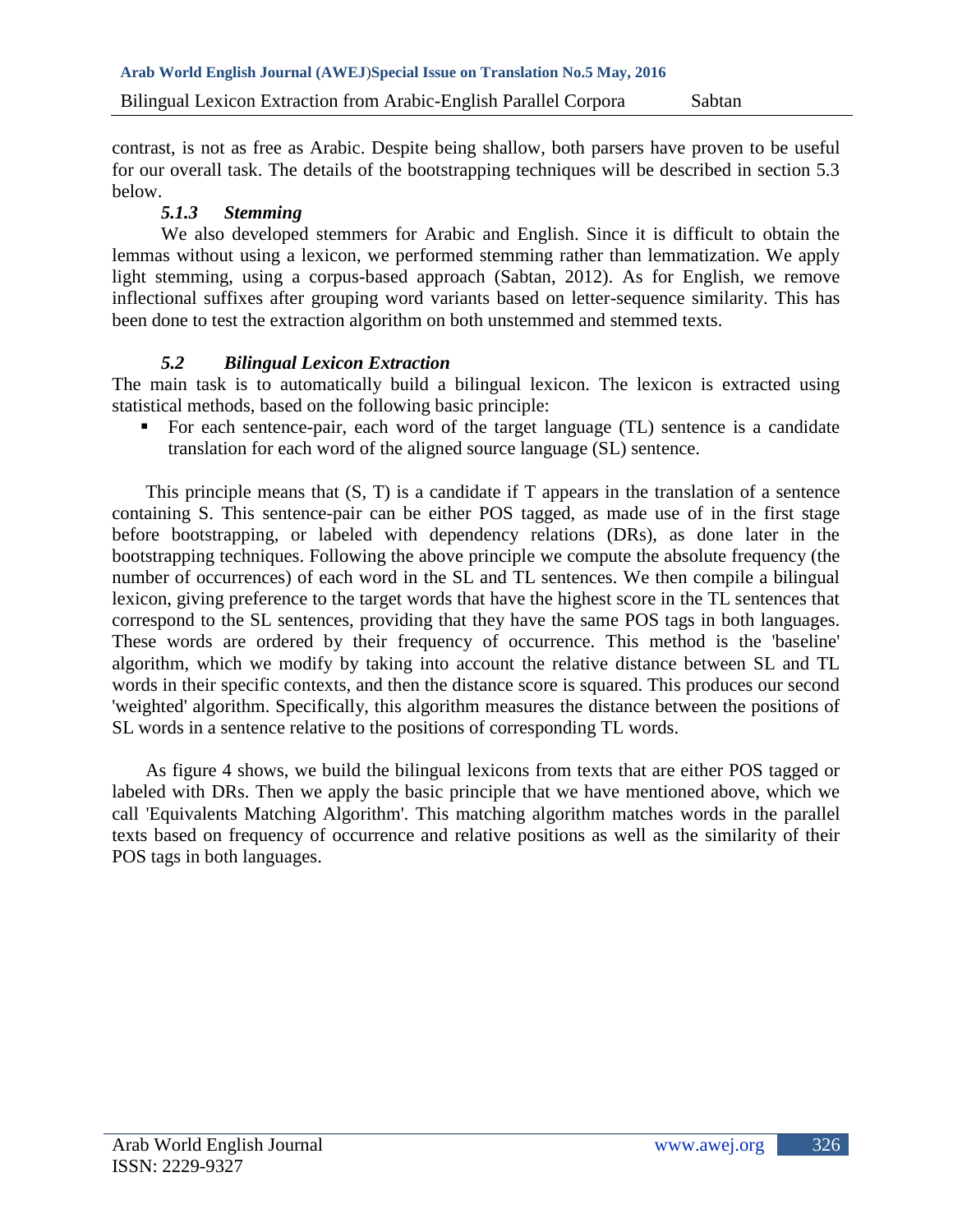contrast, is not as free as Arabic. Despite being shallow, both parsers have proven to be useful for our overall task. The details of the bootstrapping techniques will be described in section 5.3 below.

#### *5.1.3 Stemming*

We also developed stemmers for Arabic and English. Since it is difficult to obtain the lemmas without using a lexicon, we performed stemming rather than lemmatization. We apply light stemming, using a corpus-based approach (Sabtan, 2012). As for English, we remove inflectional suffixes after grouping word variants based on letter-sequence similarity. This has been done to test the extraction algorithm on both unstemmed and stemmed texts.

### *5.2 Bilingual Lexicon Extraction*

The main task is to automatically build a bilingual lexicon. The lexicon is extracted using statistical methods, based on the following basic principle:

- For each sentence-pair, each word of the target language (TL) sentence is a candidate translation for each word of the aligned source language (SL) sentence.

This principle means that (S, T) is a candidate if T appears in the translation of a sentence containing S. This sentence-pair can be either POS tagged, as made use of in the first stage before bootstrapping, or labeled with dependency relations (DRs), as done later in the bootstrapping techniques. Following the above principle we compute the absolute frequency (the number of occurrences) of each word in the SL and TL sentences. We then compile a bilingual lexicon, giving preference to the target words that have the highest score in the TL sentences that correspond to the SL sentences, providing that they have the same POS tags in both languages. These words are ordered by their frequency of occurrence. This method is the 'baseline' algorithm, which we modify by taking into account the relative distance between SL and TL words in their specific contexts, and then the distance score is squared. This produces our second 'weighted' algorithm. Specifically, this algorithm measures the distance between the positions of SL words in a sentence relative to the positions of corresponding TL words.

As figure 4 shows, we build the bilingual lexicons from texts that are either POS tagged or labeled with DRs. Then we apply the basic principle that we have mentioned above, which we call 'Equivalents Matching Algorithm'. This matching algorithm matches words in the parallel texts based on frequency of occurrence and relative positions as well as the similarity of their POS tags in both languages.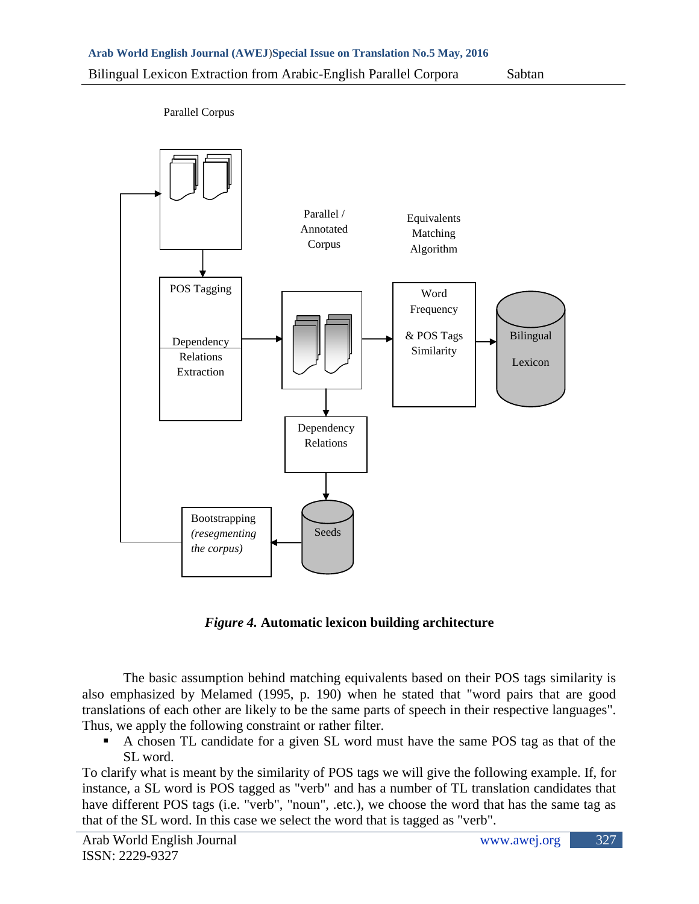Parallel Corpus

Parallel / Annotated Corpus

Equivalents Matching Algorithm

POS Tagging

Dependency Relations Extraction

Word Frequency & POS Tags Similarity

Bilingual Lexicon

Dependency Relations

Seeds

Bootstrapping *(resegmenting the corpus)*

***Figure 4.*** **Automatic lexicon building architecture**

The basic assumption behind matching equivalents based on their POS tags similarity is also emphasized by Melamed (1995, p. 190) when he stated that "word pairs that are good translations of each other are likely to be the same parts of speech in their respective languages". Thus, we apply the following constraint or rather filter.

- A chosen TL candidate for a given SL word must have the same POS tag as that of the SL word.

To clarify what is meant by the similarity of POS tags we will give the following example. If, for instance, a SL word is POS tagged as "verb" and has a number of TL translation candidates that have different POS tags (i.e. "verb", "noun", .etc.), we choose the word that has the same tag as that of the SL word. In this case we select the word that is tagged as "verb".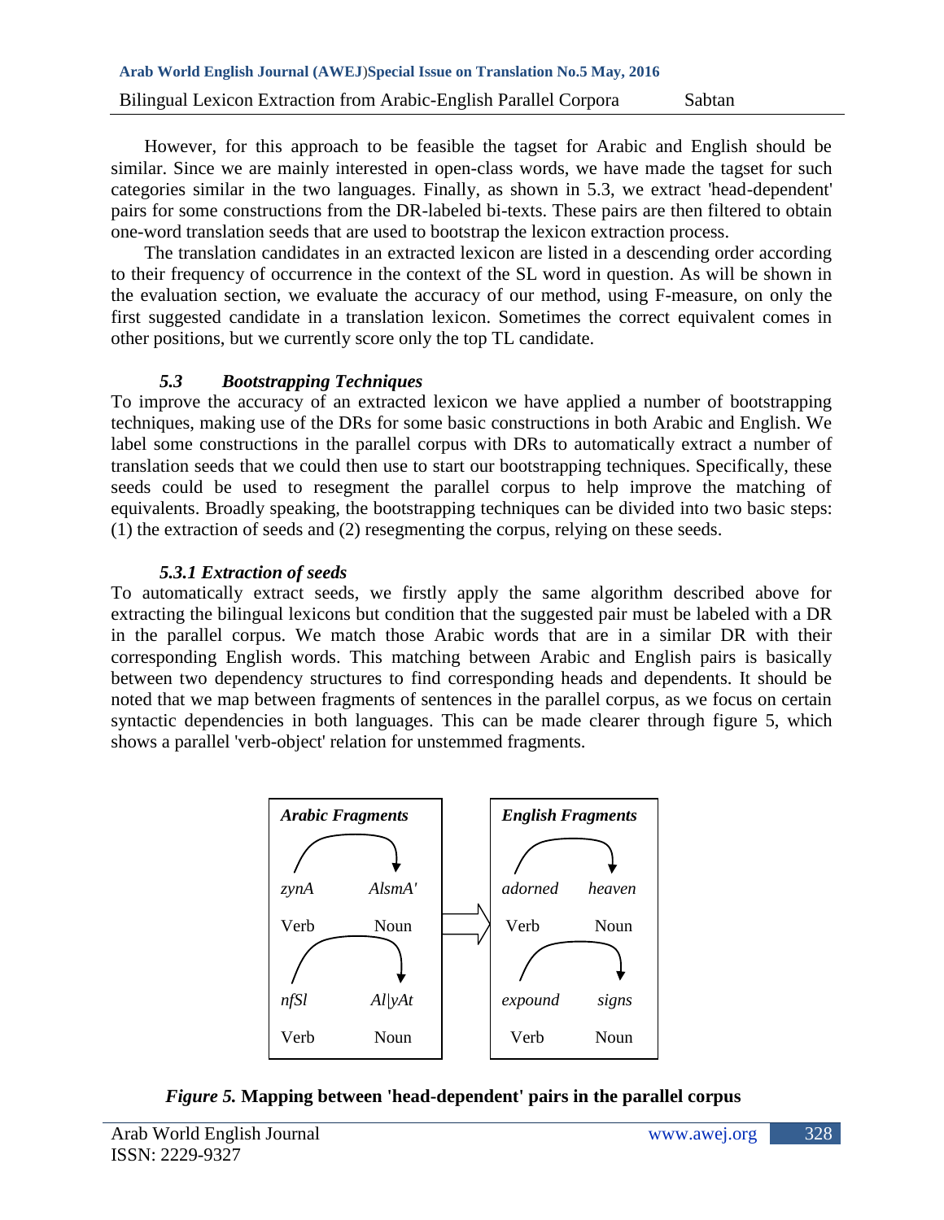However, for this approach to be feasible the tagset for Arabic and English should be similar. Since we are mainly interested in open-class words, we have made the tagset for such categories similar in the two languages. Finally, as shown in 5.3, we extract 'head-dependent' pairs for some constructions from the DR-labeled bi-texts. These pairs are then filtered to obtain one-word translation seeds that are used to bootstrap the lexicon extraction process.

The translation candidates in an extracted lexicon are listed in a descending order according to their frequency of occurrence in the context of the SL word in question. As will be shown in the evaluation section, we evaluate the accuracy of our method, using F-measure, on only the first suggested candidate in a translation lexicon. Sometimes the correct equivalent comes in other positions, but we currently score only the top TL candidate.

### *5.3 Bootstrapping Techniques*

To improve the accuracy of an extracted lexicon we have applied a number of bootstrapping techniques, making use of the DRs for some basic constructions in both Arabic and English. We label some constructions in the parallel corpus with DRs to automatically extract a number of translation seeds that we could then use to start our bootstrapping techniques. Specifically, these seeds could be used to resegment the parallel corpus to help improve the matching of equivalents. Broadly speaking, the bootstrapping techniques can be divided into two basic steps: (1) the extraction of seeds and (2) resegmenting the corpus, relying on these seeds.

#### *5.3.1 Extraction of seeds*

To automatically extract seeds, we firstly apply the same algorithm described above for extracting the bilingual lexicons but condition that the suggested pair must be labeled with a DR in the parallel corpus. We match those Arabic words that are in a similar DR with their corresponding English words. This matching between Arabic and English pairs is basically between two dependency structures to find corresponding heads and dependents. It should be noted that we map between fragments of sentences in the parallel corpus, as we focus on certain syntactic dependencies in both languages. This can be made clearer through figure 5, which shows a parallel 'verb-object' relation for unstemmed fragments.

| *Arabic Fragments* | | | *English Fragments* | |
|---|---|---|---|---|
| *zynA* | *AlsmA'* | ⇒ | *adorned* | *heaven* |
| Verb | Noun | | Verb | Noun |
| *nfSl* | *Al\|yAt* | | *expound* | *signs* |
| Verb | Noun | | Verb | Noun |

*Figure 5.* **Mapping between 'head-dependent' pairs in the parallel corpus**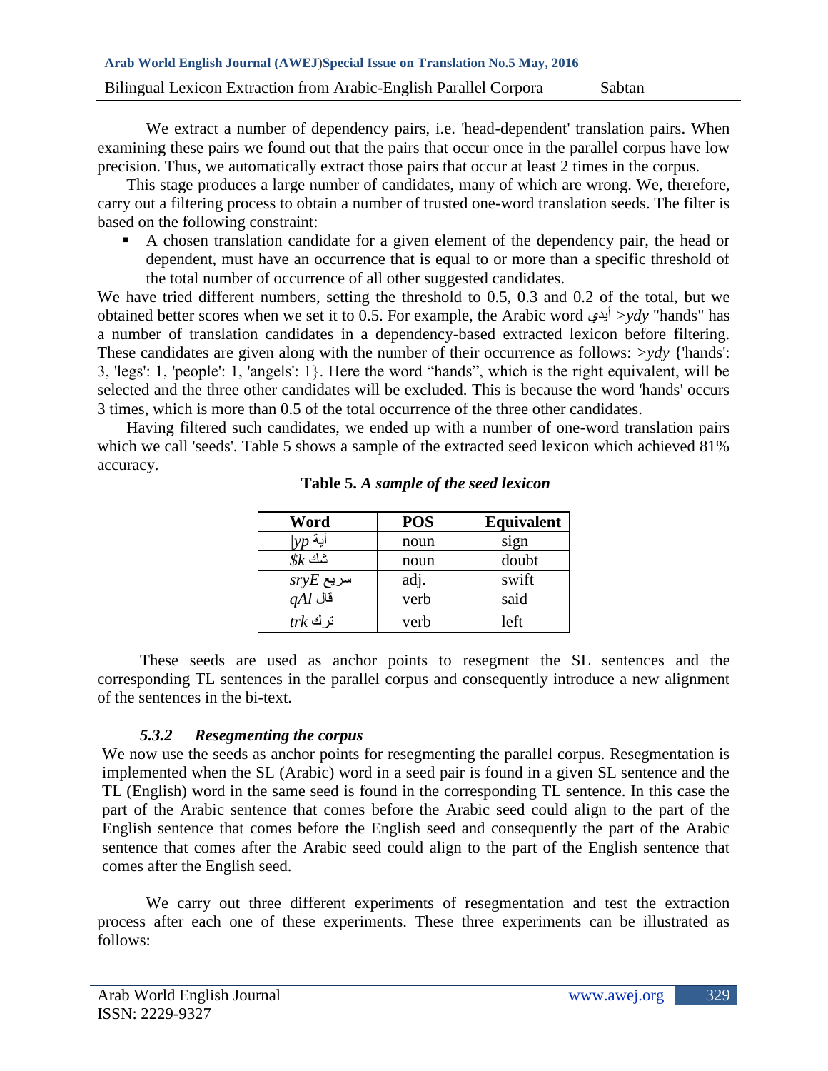We extract a number of dependency pairs, i.e. 'head-dependent' translation pairs. When examining these pairs we found out that the pairs that occur once in the parallel corpus have low precision. Thus, we automatically extract those pairs that occur at least 2 times in the corpus.

This stage produces a large number of candidates, many of which are wrong. We, therefore, carry out a filtering process to obtain a number of trusted one-word translation seeds. The filter is based on the following constraint:

- A chosen translation candidate for a given element of the dependency pair, the head or dependent, must have an occurrence that is equal to or more than a specific threshold of the total number of occurrence of all other suggested candidates.

We have tried different numbers, setting the threshold to 0.5, 0.3 and 0.2 of the total, but we obtained better scores when we set it to 0.5. For example, the Arabic word أيدي *>ydy* "hands" has a number of translation candidates in a dependency-based extracted lexicon before filtering. These candidates are given along with the number of their occurrence as follows: *>ydy* {'hands': 3, 'legs': 1, 'people': 1, 'angels': 1}. Here the word "hands", which is the right equivalent, will be selected and the three other candidates will be excluded. This is because the word 'hands' occurs 3 times, which is more than 0.5 of the total occurrence of the three other candidates.

Having filtered such candidates, we ended up with a number of one-word translation pairs which we call 'seeds'. Table 5 shows a sample of the extracted seed lexicon which achieved 81% accuracy.

**Table 5.** ***A sample of the seed lexicon***

| Word | POS | Equivalent |
|---|---|---|
| آية *|yp* | noun | sign |
| شك *$k* | noun | doubt |
| سريع *sryE* | adj. | swift |
| قال *qAl* | verb | said |
| ترك *trk* | verb | left |

These seeds are used as anchor points to resegment the SL sentences and the corresponding TL sentences in the parallel corpus and consequently introduce a new alignment of the sentences in the bi-text.

### *5.3.2 Resegmenting the corpus*

We now use the seeds as anchor points for resegmenting the parallel corpus. Resegmentation is implemented when the SL (Arabic) word in a seed pair is found in a given SL sentence and the TL (English) word in the same seed is found in the corresponding TL sentence. In this case the part of the Arabic sentence that comes before the Arabic seed could align to the part of the English sentence that comes before the English seed and consequently the part of the Arabic sentence that comes after the Arabic seed could align to the part of the English sentence that comes after the English seed.

We carry out three different experiments of resegmentation and test the extraction process after each one of these experiments. These three experiments can be illustrated as follows: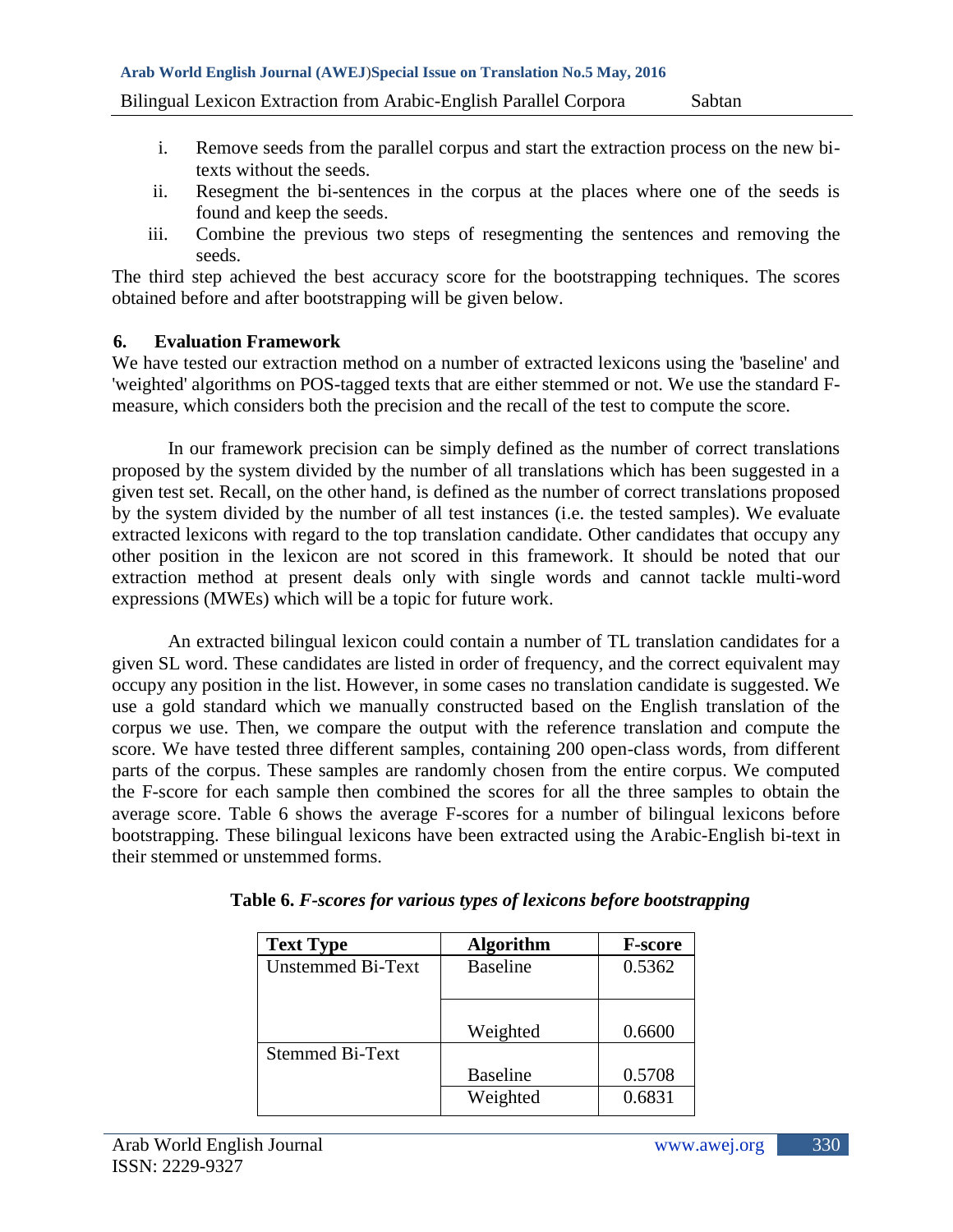i. Remove seeds from the parallel corpus and start the extraction process on the new bi-texts without the seeds.
ii. Resegment the bi-sentences in the corpus at the places where one of the seeds is found and keep the seeds.
iii. Combine the previous two steps of resegmenting the sentences and removing the seeds.

The third step achieved the best accuracy score for the bootstrapping techniques. The scores obtained before and after bootstrapping will be given below.

## 6. Evaluation Framework

We have tested our extraction method on a number of extracted lexicons using the 'baseline' and 'weighted' algorithms on POS-tagged texts that are either stemmed or not. We use the standard F-measure, which considers both the precision and the recall of the test to compute the score.

In our framework precision can be simply defined as the number of correct translations proposed by the system divided by the number of all translations which has been suggested in a given test set. Recall, on the other hand, is defined as the number of correct translations proposed by the system divided by the number of all test instances (i.e. the tested samples). We evaluate extracted lexicons with regard to the top translation candidate. Other candidates that occupy any other position in the lexicon are not scored in this framework. It should be noted that our extraction method at present deals only with single words and cannot tackle multi-word expressions (MWEs) which will be a topic for future work.

An extracted bilingual lexicon could contain a number of TL translation candidates for a given SL word. These candidates are listed in order of frequency, and the correct equivalent may occupy any position in the list. However, in some cases no translation candidate is suggested. We use a gold standard which we manually constructed based on the English translation of the corpus we use. Then, we compare the output with the reference translation and compute the score. We have tested three different samples, containing 200 open-class words, from different parts of the corpus. These samples are randomly chosen from the entire corpus. We computed the F-score for each sample then combined the scores for all the three samples to obtain the average score. Table 6 shows the average F-scores for a number of bilingual lexicons before bootstrapping. These bilingual lexicons have been extracted using the Arabic-English bi-text in their stemmed or unstemmed forms.

**Table 6.** ***F-scores for various types of lexicons before bootstrapping***

| Text Type | Algorithm | F-score |
|---|---|---|
| Unstemmed Bi-Text | Baseline | 0.5362 |
| | Weighted | 0.6600 |
| Stemmed Bi-Text | Baseline | 0.5708 |
| | Weighted | 0.6831 |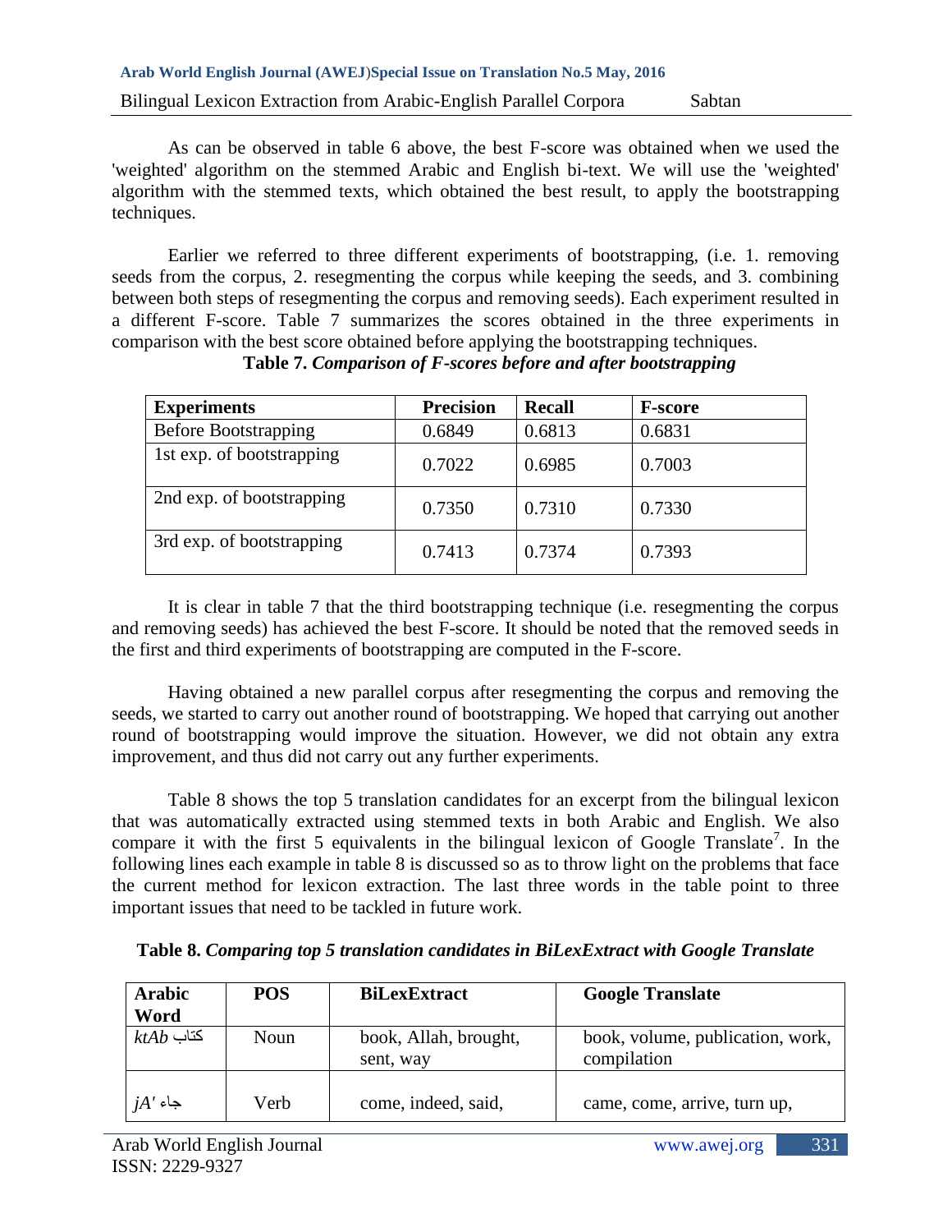As can be observed in table 6 above, the best F-score was obtained when we used the 'weighted' algorithm on the stemmed Arabic and English bi-text. We will use the 'weighted' algorithm with the stemmed texts, which obtained the best result, to apply the bootstrapping techniques.

Earlier we referred to three different experiments of bootstrapping, (i.e. 1. removing seeds from the corpus, 2. resegmenting the corpus while keeping the seeds, and 3. combining between both steps of resegmenting the corpus and removing seeds). Each experiment resulted in a different F-score. Table 7 summarizes the scores obtained in the three experiments in comparison with the best score obtained before applying the bootstrapping techniques.

**Table 7.** ***Comparison of F-scores before and after bootstrapping***

| **Experiments** | **Precision** | **Recall** | **F-score** |
|---|---|---|---|
| Before Bootstrapping | 0.6849 | 0.6813 | 0.6831 |
| 1st exp. of bootstrapping | 0.7022 | 0.6985 | 0.7003 |
| 2nd exp. of bootstrapping | 0.7350 | 0.7310 | 0.7330 |
| 3rd exp. of bootstrapping | 0.7413 | 0.7374 | 0.7393 |

It is clear in table 7 that the third bootstrapping technique (i.e. resegmenting the corpus and removing seeds) has achieved the best F-score. It should be noted that the removed seeds in the first and third experiments of bootstrapping are computed in the F-score.

Having obtained a new parallel corpus after resegmenting the corpus and removing the seeds, we started to carry out another round of bootstrapping. We hoped that carrying out another round of bootstrapping would improve the situation. However, we did not obtain any extra improvement, and thus did not carry out any further experiments.

Table 8 shows the top 5 translation candidates for an excerpt from the bilingual lexicon that was automatically extracted using stemmed texts in both Arabic and English. We also compare it with the first 5 equivalents in the bilingual lexicon of Google Translate[7]. In the following lines each example in table 8 is discussed so as to throw light on the problems that face the current method for lexicon extraction. The last three words in the table point to three important issues that need to be tackled in future work.

**Table 8.** ***Comparing top 5 translation candidates in BiLexExtract with Google Translate***

| **Arabic Word** | **POS** | **BiLexExtract** | **Google Translate** |
|---|---|---|---|
| *ktAb* كتاب | Noun | book, Allah, brought, sent, way | book, volume, publication, work, compilation |
| *jA'* جاء | Verb | come, indeed, said, | came, come, arrive, turn up, |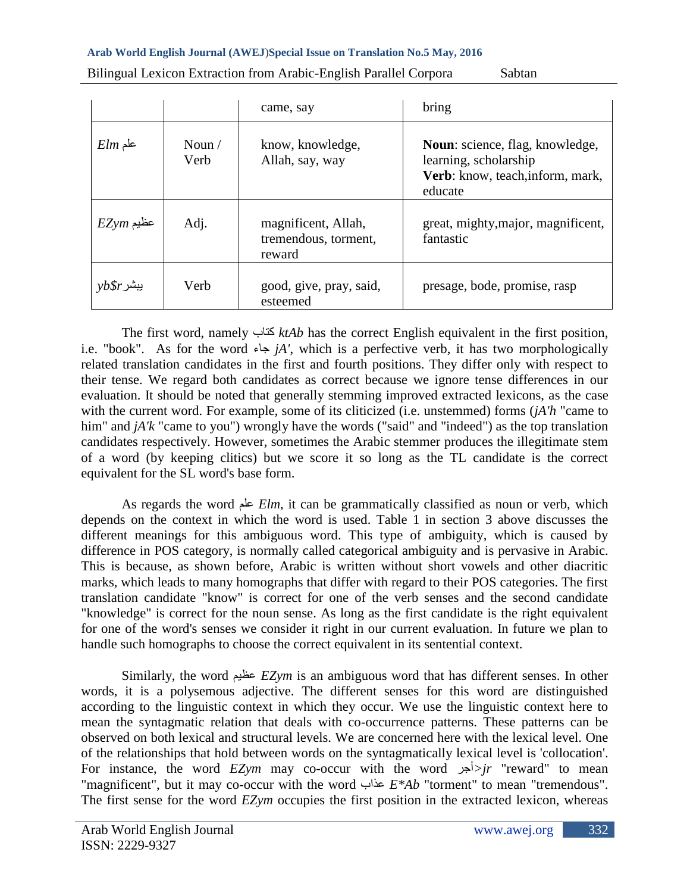|  |  | came, say | bring |
|---|---|---|---|
| *Elm* علم | Noun / Verb | know, knowledge, Allah, say, way | **Noun**: science, flag, knowledge, learning, scholarship **Verb**: know, teach,inform, mark, educate |
| *EZym* عظيم | Adj. | magnificent, Allah, tremendous, torment, reward | great, mighty,major, magnificent, fantastic |
| *yb$r* يبشر | Verb | good, give, pray, said, esteemed | presage, bode, promise, rasp |

The first word, namely كتاب *ktAb* has the correct English equivalent in the first position, i.e. "book". As for the word جاء *jA'*, which is a perfective verb, it has two morphologically related translation candidates in the first and fourth positions. They differ only with respect to their tense. We regard both candidates as correct because we ignore tense differences in our evaluation. It should be noted that generally stemming improved extracted lexicons, as the case with the current word. For example, some of its cliticized (i.e. unstemmed) forms (*jA'h* "came to him" and *jA'k* "came to you") wrongly have the words ("said" and "indeed") as the top translation candidates respectively. However, sometimes the Arabic stemmer produces the illegitimate stem of a word (by keeping clitics) but we score it so long as the TL candidate is the correct equivalent for the SL word's base form.

As regards the word علم *Elm*, it can be grammatically classified as noun or verb, which depends on the context in which the word is used. Table 1 in section 3 above discusses the different meanings for this ambiguous word. This type of ambiguity, which is caused by difference in POS category, is normally called categorical ambiguity and is pervasive in Arabic. This is because, as shown before, Arabic is written without short vowels and other diacritic marks, which leads to many homographs that differ with regard to their POS categories. The first translation candidate "know" is correct for one of the verb senses and the second candidate "knowledge" is correct for the noun sense. As long as the first candidate is the right equivalent for one of the word's senses we consider it right in our current evaluation. In future we plan to handle such homographs to choose the correct equivalent in its sentential context.

Similarly, the word عظيم *EZym* is an ambiguous word that has different senses. In other words, it is a polysemous adjective. The different senses for this word are distinguished according to the linguistic context in which they occur. We use the linguistic context here to mean the syntagmatic relation that deals with co-occurrence patterns. These patterns can be observed on both lexical and structural levels. We are concerned here with the lexical level. One of the relationships that hold between words on the syntagmatically lexical level is 'collocation'. For instance, the word *EZym* may co-occur with the word أجر *>jr* "reward" to mean "magnificent", but it may co-occur with the word عذاب *E*Ab* "torment" to mean "tremendous". The first sense for the word *EZym* occupies the first position in the extracted lexicon, whereas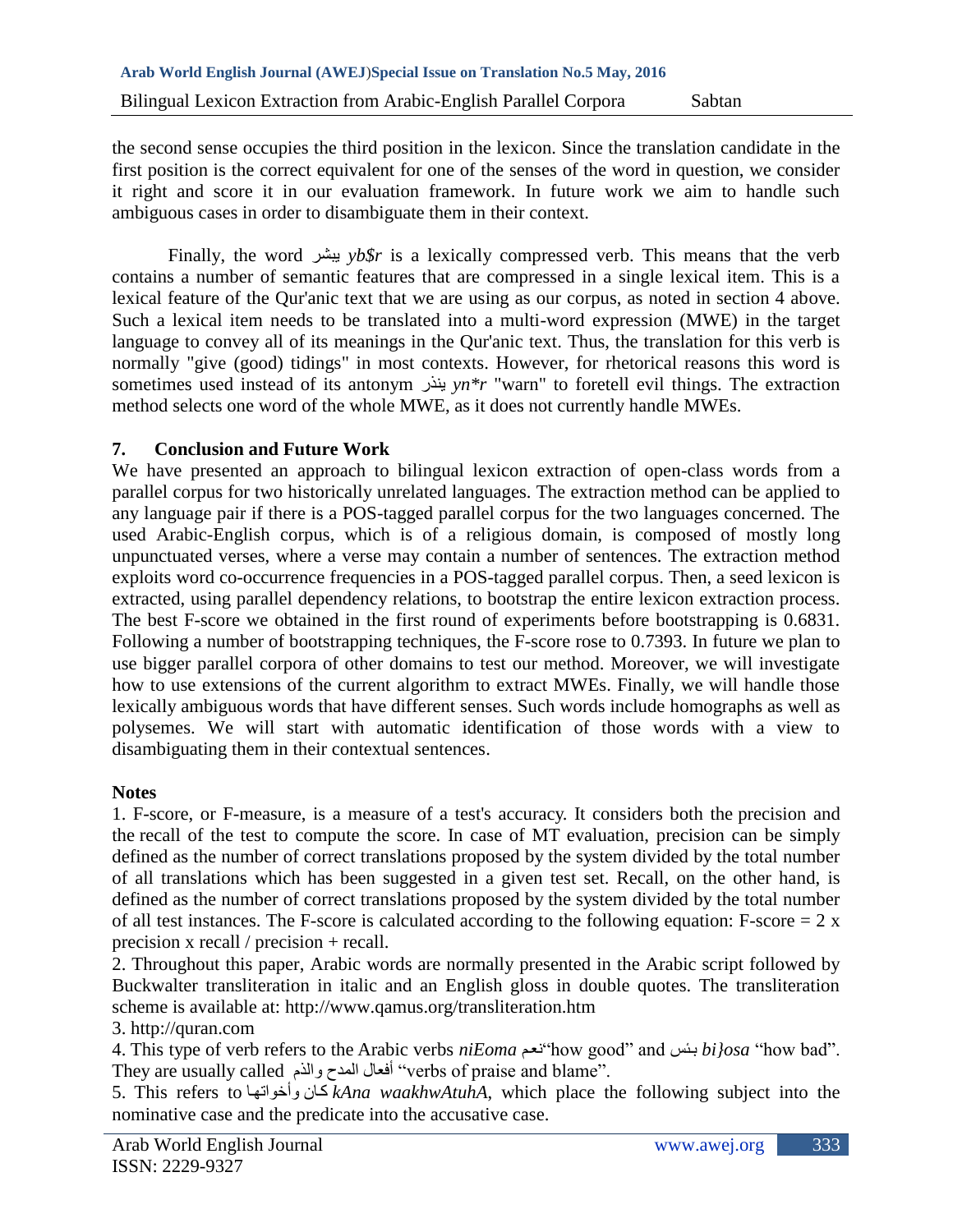the second sense occupies the third position in the lexicon. Since the translation candidate in the first position is the correct equivalent for one of the senses of the word in question, we consider it right and score it in our evaluation framework. In future work we aim to handle such ambiguous cases in order to disambiguate them in their context.

Finally, the word يبشر *yb$r* is a lexically compressed verb. This means that the verb contains a number of semantic features that are compressed in a single lexical item. This is a lexical feature of the Qur'anic text that we are using as our corpus, as noted in section 4 above. Such a lexical item needs to be translated into a multi-word expression (MWE) in the target language to convey all of its meanings in the Qur'anic text. Thus, the translation for this verb is normally "give (good) tidings" in most contexts. However, for rhetorical reasons this word is sometimes used instead of its antonym ينذر *yn*r* "warn" to foretell evil things. The extraction method selects one word of the whole MWE, as it does not currently handle MWEs.

## 7. Conclusion and Future Work

We have presented an approach to bilingual lexicon extraction of open-class words from a parallel corpus for two historically unrelated languages. The extraction method can be applied to any language pair if there is a POS-tagged parallel corpus for the two languages concerned. The used Arabic-English corpus, which is of a religious domain, is composed of mostly long unpunctuated verses, where a verse may contain a number of sentences. The extraction method exploits word co-occurrence frequencies in a POS-tagged parallel corpus. Then, a seed lexicon is extracted, using parallel dependency relations, to bootstrap the entire lexicon extraction process. The best F-score we obtained in the first round of experiments before bootstrapping is 0.6831. Following a number of bootstrapping techniques, the F-score rose to 0.7393. In future we plan to use bigger parallel corpora of other domains to test our method. Moreover, we will investigate how to use extensions of the current algorithm to extract MWEs. Finally, we will handle those lexically ambiguous words that have different senses. Such words include homographs as well as polysemes. We will start with automatic identification of those words with a view to disambiguating them in their contextual sentences.

## Notes

1. F-score, or F-measure, is a measure of a test's accuracy. It considers both the precision and the recall of the test to compute the score. In case of MT evaluation, precision can be simply defined as the number of correct translations proposed by the system divided by the total number of all translations which has been suggested in a given test set. Recall, on the other hand, is defined as the number of correct translations proposed by the system divided by the total number of all test instances. The F-score is calculated according to the following equation: F-score = 2 x precision x recall / precision + recall.

2. Throughout this paper, Arabic words are normally presented in the Arabic script followed by Buckwalter transliteration in italic and an English gloss in double quotes. The transliteration scheme is available at: http://www.qamus.org/transliteration.htm

3. http://quran.com

4. This type of verb refers to the Arabic verbs *niEoma* نعم"how good" and بئس *bi}osa* "how bad". They are usually called أفعال المدح والذم "verbs of praise and blame".

5. This refers to كان وأخواتها *kAna waakhwAtuhA*, which place the following subject into the nominative case and the predicate into the accusative case.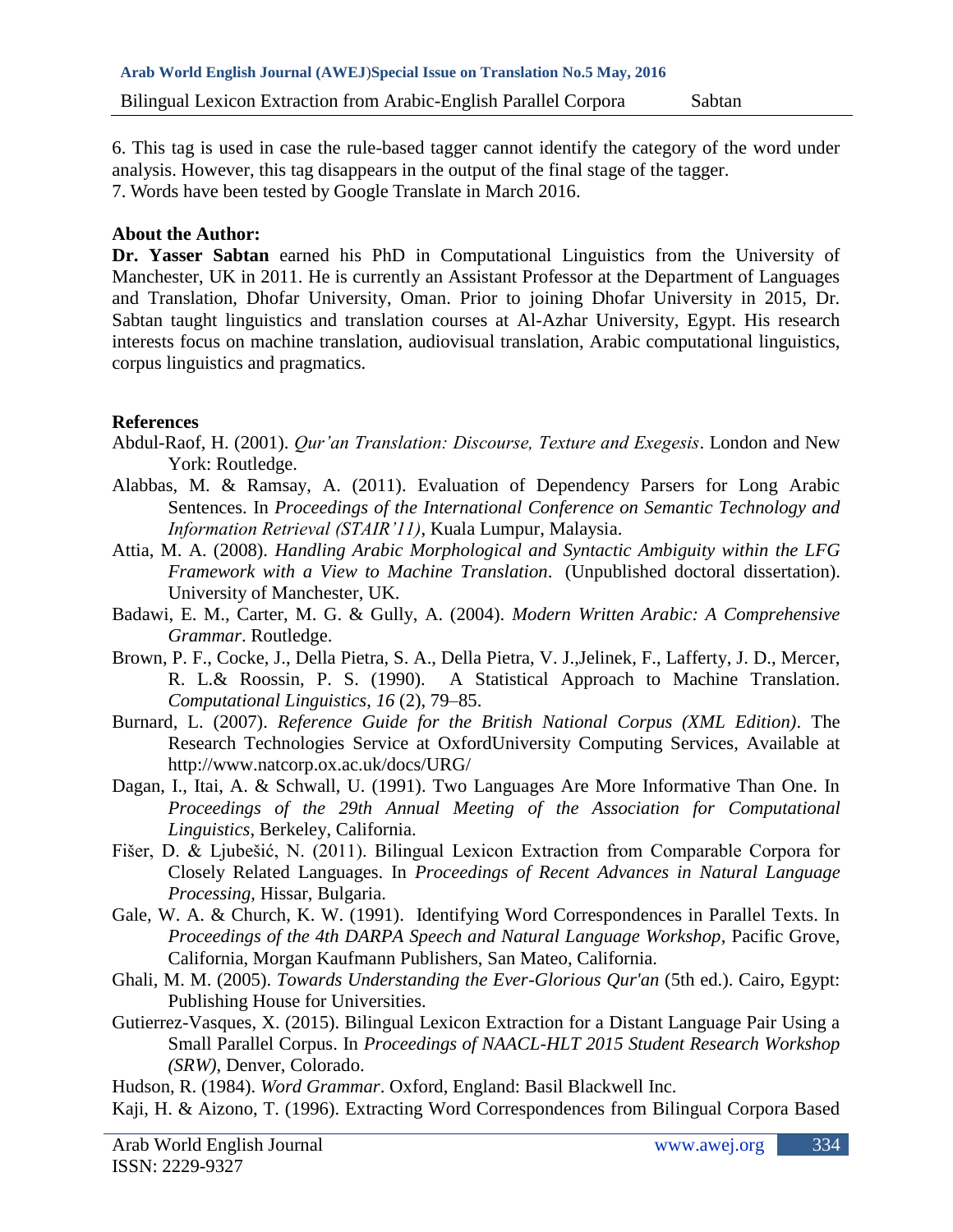6. This tag is used in case the rule-based tagger cannot identify the category of the word under analysis. However, this tag disappears in the output of the final stage of the tagger.
7. Words have been tested by Google Translate in March 2016.

**About the Author:**

**Dr. Yasser Sabtan** earned his PhD in Computational Linguistics from the University of Manchester, UK in 2011. He is currently an Assistant Professor at the Department of Languages and Translation, Dhofar University, Oman. Prior to joining Dhofar University in 2015, Dr. Sabtan taught linguistics and translation courses at Al-Azhar University, Egypt. His research interests focus on machine translation, audiovisual translation, Arabic computational linguistics, corpus linguistics and pragmatics.

**References**

Abdul-Raof, H. (2001). *Qur'an Translation: Discourse, Texture and Exegesis*. London and New York: Routledge.

Alabbas, M. & Ramsay, A. (2011). Evaluation of Dependency Parsers for Long Arabic Sentences. In *Proceedings of the International Conference on Semantic Technology and Information Retrieval (STAIR'11)*, Kuala Lumpur, Malaysia.

Attia, M. A. (2008). *Handling Arabic Morphological and Syntactic Ambiguity within the LFG Framework with a View to Machine Translation*. (Unpublished doctoral dissertation). University of Manchester, UK.

Badawi, E. M., Carter, M. G. & Gully, A. (2004). *Modern Written Arabic: A Comprehensive Grammar*. Routledge.

Brown, P. F., Cocke, J., Della Pietra, S. A., Della Pietra, V. J.,Jelinek, F., Lafferty, J. D., Mercer, R. L.& Roossin, P. S. (1990). A Statistical Approach to Machine Translation. *Computational Linguistics*, *16* (2), 79–85.

Burnard, L. (2007). *Reference Guide for the British National Corpus (XML Edition)*. The Research Technologies Service at OxfordUniversity Computing Services, Available at http://www.natcorp.ox.ac.uk/docs/URG/

Dagan, I., Itai, A. & Schwall, U. (1991). Two Languages Are More Informative Than One. In *Proceedings of the 29th Annual Meeting of the Association for Computational Linguistics*, Berkeley, California.

Fišer, D. & Ljubešić, N. (2011). Bilingual Lexicon Extraction from Comparable Corpora for Closely Related Languages. In *Proceedings of Recent Advances in Natural Language Processing*, Hissar, Bulgaria.

Gale, W. A. & Church, K. W. (1991). Identifying Word Correspondences in Parallel Texts. In *Proceedings of the 4th DARPA Speech and Natural Language Workshop*, Pacific Grove, California, Morgan Kaufmann Publishers, San Mateo, California.

Ghali, M. M. (2005). *Towards Understanding the Ever-Glorious Qur'an* (5th ed.). Cairo, Egypt: Publishing House for Universities.

Gutierrez-Vasques, X. (2015). Bilingual Lexicon Extraction for a Distant Language Pair Using a Small Parallel Corpus. In *Proceedings of NAACL-HLT 2015 Student Research Workshop (SRW)*, Denver, Colorado.

Hudson, R. (1984). *Word Grammar*. Oxford, England: Basil Blackwell Inc.

Kaji, H. & Aizono, T. (1996). Extracting Word Correspondences from Bilingual Corpora Based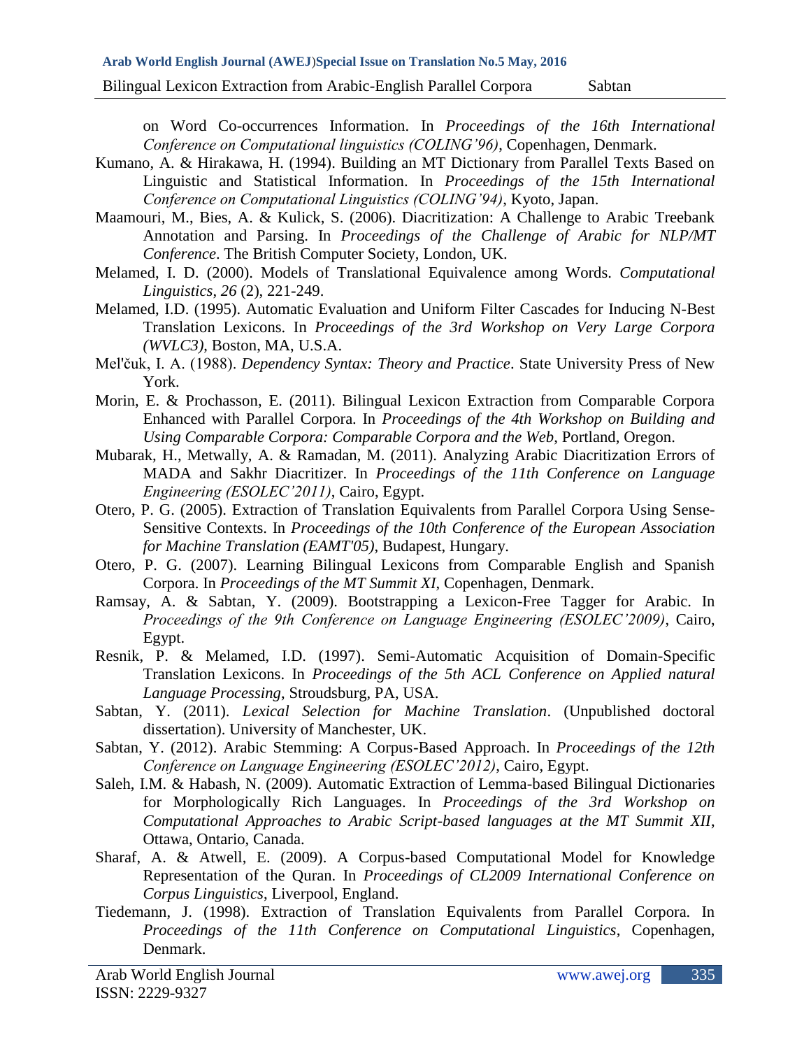on Word Co-occurrences Information. In *Proceedings of the 16th International Conference on Computational linguistics (COLING'96)*, Copenhagen, Denmark.

Kumano, A. & Hirakawa, H. (1994). Building an MT Dictionary from Parallel Texts Based on Linguistic and Statistical Information. In *Proceedings of the 15th International Conference on Computational Linguistics (COLING'94)*, Kyoto, Japan.

Maamouri, M., Bies, A. & Kulick, S. (2006). Diacritization: A Challenge to Arabic Treebank Annotation and Parsing. In *Proceedings of the Challenge of Arabic for NLP/MT Conference*. The British Computer Society, London, UK.

Melamed, I. D. (2000). Models of Translational Equivalence among Words. *Computational Linguistics*, *26* (2), 221-249.

Melamed, I.D. (1995). Automatic Evaluation and Uniform Filter Cascades for Inducing N-Best Translation Lexicons. In *Proceedings of the 3rd Workshop on Very Large Corpora (WVLC3)*, Boston, MA, U.S.A.

Mel'čuk, I. A. (1988). *Dependency Syntax: Theory and Practice*. State University Press of New York.

Morin, E. & Prochasson, E. (2011). Bilingual Lexicon Extraction from Comparable Corpora Enhanced with Parallel Corpora. In *Proceedings of the 4th Workshop on Building and Using Comparable Corpora: Comparable Corpora and the Web*, Portland, Oregon.

Mubarak, H., Metwally, A. & Ramadan, M. (2011). Analyzing Arabic Diacritization Errors of MADA and Sakhr Diacritizer. In *Proceedings of the 11th Conference on Language Engineering (ESOLEC'2011)*, Cairo, Egypt.

Otero, P. G. (2005). Extraction of Translation Equivalents from Parallel Corpora Using Sense-Sensitive Contexts. In *Proceedings of the 10th Conference of the European Association for Machine Translation (EAMT'05)*, Budapest, Hungary.

Otero, P. G. (2007). Learning Bilingual Lexicons from Comparable English and Spanish Corpora. In *Proceedings of the MT Summit XI*, Copenhagen, Denmark.

Ramsay, A. & Sabtan, Y. (2009). Bootstrapping a Lexicon-Free Tagger for Arabic. In *Proceedings of the 9th Conference on Language Engineering (ESOLEC'2009)*, Cairo, Egypt.

Resnik, P. & Melamed, I.D. (1997). Semi-Automatic Acquisition of Domain-Specific Translation Lexicons. In *Proceedings of the 5th ACL Conference on Applied natural Language Processing*, Stroudsburg, PA, USA.

Sabtan, Y. (2011). *Lexical Selection for Machine Translation*. (Unpublished doctoral dissertation). University of Manchester, UK.

Sabtan, Y. (2012). Arabic Stemming: A Corpus-Based Approach. In *Proceedings of the 12th Conference on Language Engineering (ESOLEC'2012)*, Cairo, Egypt.

Saleh, I.M. & Habash, N. (2009). Automatic Extraction of Lemma-based Bilingual Dictionaries for Morphologically Rich Languages. In *Proceedings of the 3rd Workshop on Computational Approaches to Arabic Script-based languages at the MT Summit XII*, Ottawa, Ontario, Canada.

Sharaf, A. & Atwell, E. (2009). A Corpus-based Computational Model for Knowledge Representation of the Quran. In *Proceedings of CL2009 International Conference on Corpus Linguistics*, Liverpool, England.

Tiedemann, J. (1998). Extraction of Translation Equivalents from Parallel Corpora. In *Proceedings of the 11th Conference on Computational Linguistics*, Copenhagen, Denmark.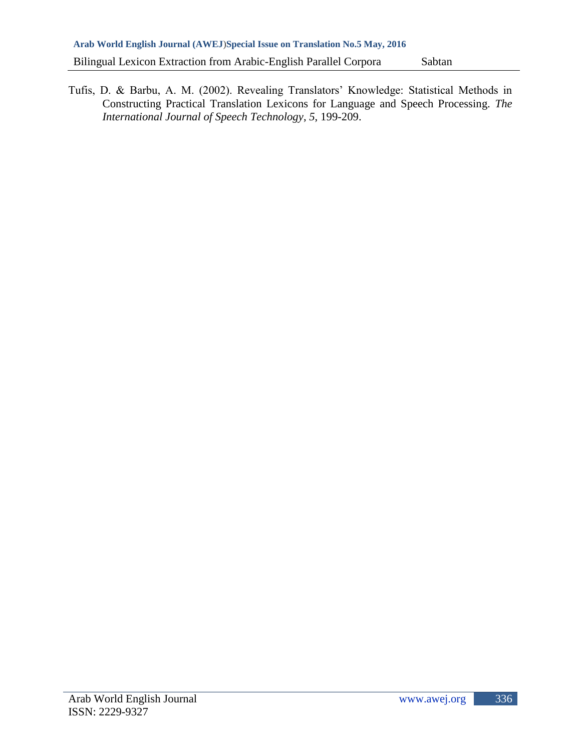Tufis, D. & Barbu, A. M. (2002). Revealing Translators' Knowledge: Statistical Methods in Constructing Practical Translation Lexicons for Language and Speech Processing. *The International Journal of Speech Technology*, *5*, 199-209.